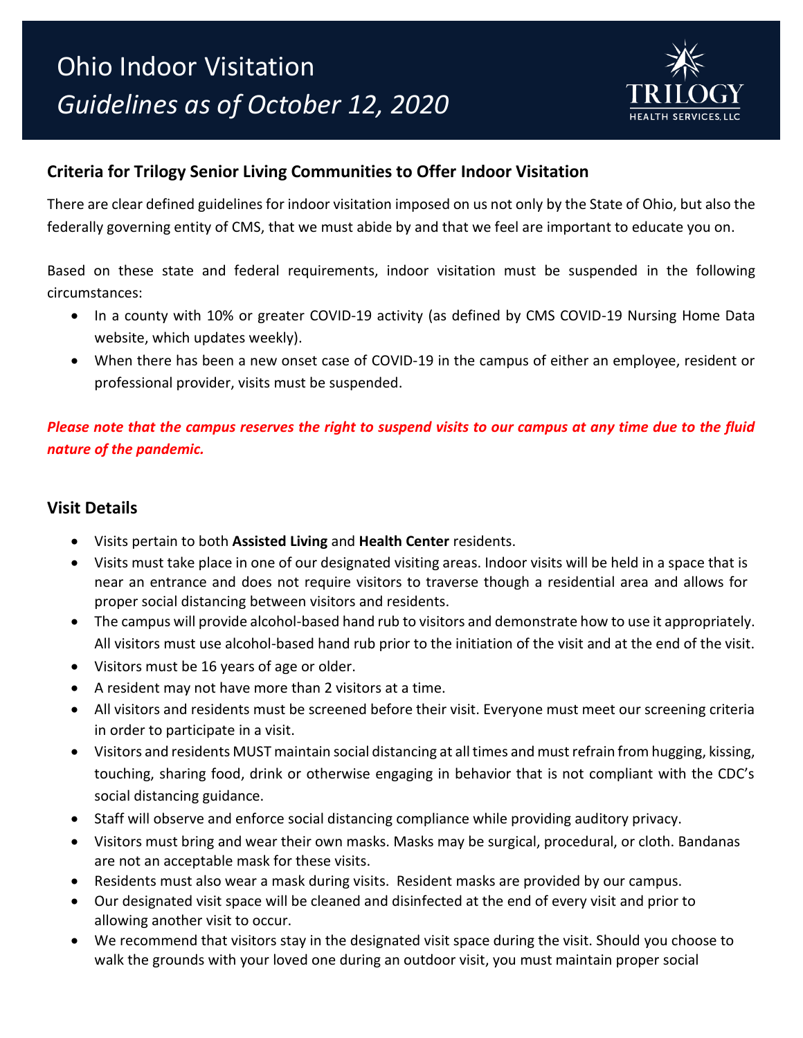# Ohio Indoor Visitation

# *Guidelines as of October 12, 2020*

TRILOGY HEALTH SERVICES, LLC

## Criteria for Trilogy Senior Living Communities to Offer Indoor Visitation

There are clear defined guidelines for indoor visitation imposed on us not only by the State of Ohio, but also the federally governing entity of CMS, that we must abide by and that we feel are important to educate you on.

Based on these state and federal requirements, indoor visitation must be suspended in the following circumstances:

- In a county with 10% or greater COVID-19 activity (as defined by CMS COVID-19 Nursing Home Data website, which updates weekly).
- When there has been a new onset case of COVID-19 in the campus of either an employee, resident or professional provider, visits must be suspended.

***Please note that the campus reserves the right to suspend visits to our campus at any time due to the fluid nature of the pandemic.***

## Visit Details

- Visits pertain to both **Assisted Living** and **Health Center** residents.
- Visits must take place in one of our designated visiting areas. Indoor visits will be held in a space that is near an entrance and does not require visitors to traverse though a residential area and allows for proper social distancing between visitors and residents.
- The campus will provide alcohol-based hand rub to visitors and demonstrate how to use it appropriately. All visitors must use alcohol-based hand rub prior to the initiation of the visit and at the end of the visit.
- Visitors must be 16 years of age or older.
- A resident may not have more than 2 visitors at a time.
- All visitors and residents must be screened before their visit. Everyone must meet our screening criteria in order to participate in a visit.
- Visitors and residents MUST maintain social distancing at all times and must refrain from hugging, kissing, touching, sharing food, drink or otherwise engaging in behavior that is not compliant with the CDC's social distancing guidance.
- Staff will observe and enforce social distancing compliance while providing auditory privacy.
- Visitors must bring and wear their own masks. Masks may be surgical, procedural, or cloth. Bandanas are not an acceptable mask for these visits.
- Residents must also wear a mask during visits. Resident masks are provided by our campus.
- Our designated visit space will be cleaned and disinfected at the end of every visit and prior to allowing another visit to occur.
- We recommend that visitors stay in the designated visit space during the visit. Should you choose to walk the grounds with your loved one during an outdoor visit, you must maintain proper social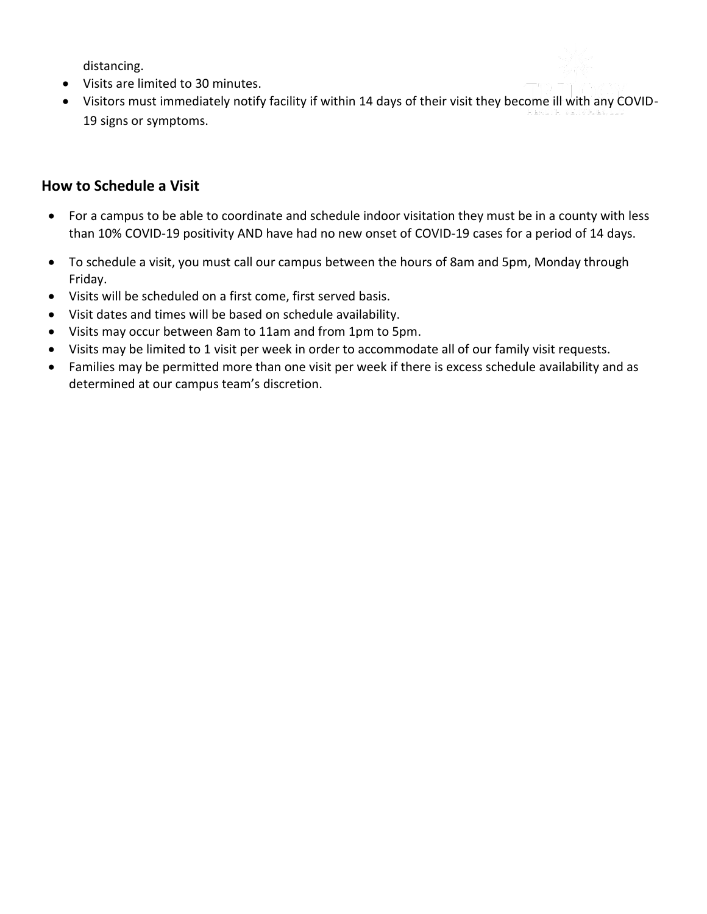distancing.

- Visits are limited to 30 minutes.
- Visitors must immediately notify facility if within 14 days of their visit they become ill with any COVID-19 signs or symptoms.

## How to Schedule a Visit

- For a campus to be able to coordinate and schedule indoor visitation they must be in a county with less than 10% COVID-19 positivity AND have had no new onset of COVID-19 cases for a period of 14 days.
- To schedule a visit, you must call our campus between the hours of 8am and 5pm, Monday through Friday.
- Visits will be scheduled on a first come, first served basis.
- Visit dates and times will be based on schedule availability.
- Visits may occur between 8am to 11am and from 1pm to 5pm.
- Visits may be limited to 1 visit per week in order to accommodate all of our family visit requests.
- Families may be permitted more than one visit per week if there is excess schedule availability and as determined at our campus team's discretion.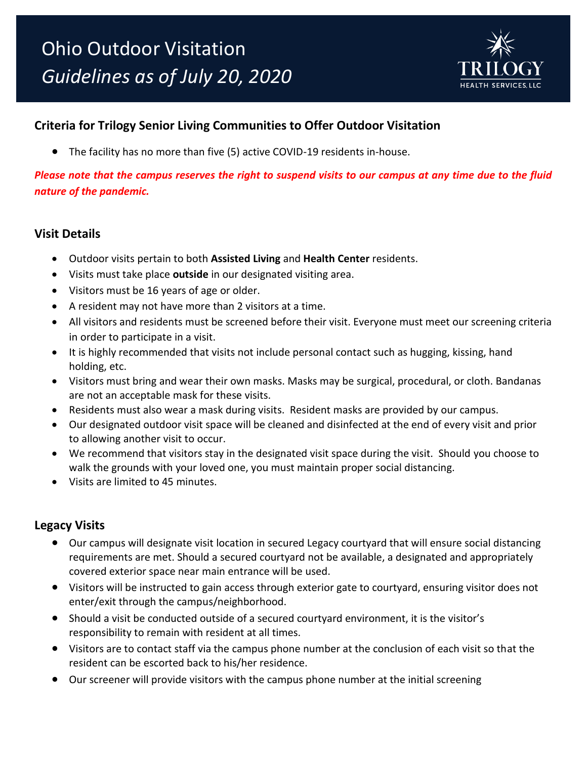# Ohio Outdoor Visitation

*Guidelines as of July 20, 2020*

TRILOGY HEALTH SERVICES, LLC

## Criteria for Trilogy Senior Living Communities to Offer Outdoor Visitation

- The facility has no more than five (5) active COVID-19 residents in-house.

***Please note that the campus reserves the right to suspend visits to our campus at any time due to the fluid nature of the pandemic.***

## Visit Details

- Outdoor visits pertain to both **Assisted Living** and **Health Center** residents.
- Visits must take place **outside** in our designated visiting area.
- Visitors must be 16 years of age or older.
- A resident may not have more than 2 visitors at a time.
- All visitors and residents must be screened before their visit. Everyone must meet our screening criteria in order to participate in a visit.
- It is highly recommended that visits not include personal contact such as hugging, kissing, hand holding, etc.
- Visitors must bring and wear their own masks. Masks may be surgical, procedural, or cloth. Bandanas are not an acceptable mask for these visits.
- Residents must also wear a mask during visits. Resident masks are provided by our campus.
- Our designated outdoor visit space will be cleaned and disinfected at the end of every visit and prior to allowing another visit to occur.
- We recommend that visitors stay in the designated visit space during the visit. Should you choose to walk the grounds with your loved one, you must maintain proper social distancing.
- Visits are limited to 45 minutes.

## Legacy Visits

- Our campus will designate visit location in secured Legacy courtyard that will ensure social distancing requirements are met. Should a secured courtyard not be available, a designated and appropriately covered exterior space near main entrance will be used.
- Visitors will be instructed to gain access through exterior gate to courtyard, ensuring visitor does not enter/exit through the campus/neighborhood.
- Should a visit be conducted outside of a secured courtyard environment, it is the visitor's responsibility to remain with resident at all times.
- Visitors are to contact staff via the campus phone number at the conclusion of each visit so that the resident can be escorted back to his/her residence.
- Our screener will provide visitors with the campus phone number at the initial screening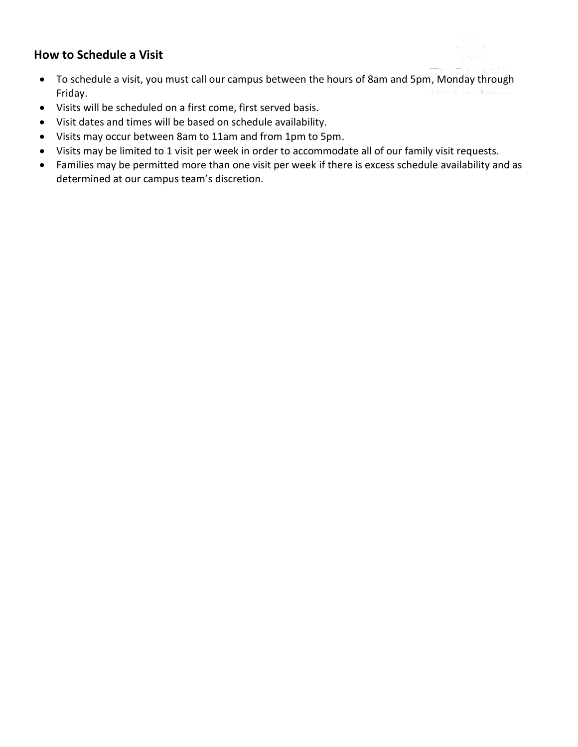## How to Schedule a Visit

- To schedule a visit, you must call our campus between the hours of 8am and 5pm, Monday through Friday.
- Visits will be scheduled on a first come, first served basis.
- Visit dates and times will be based on schedule availability.
- Visits may occur between 8am to 11am and from 1pm to 5pm.
- Visits may be limited to 1 visit per week in order to accommodate all of our family visit requests.
- Families may be permitted more than one visit per week if there is excess schedule availability and as determined at our campus team's discretion.